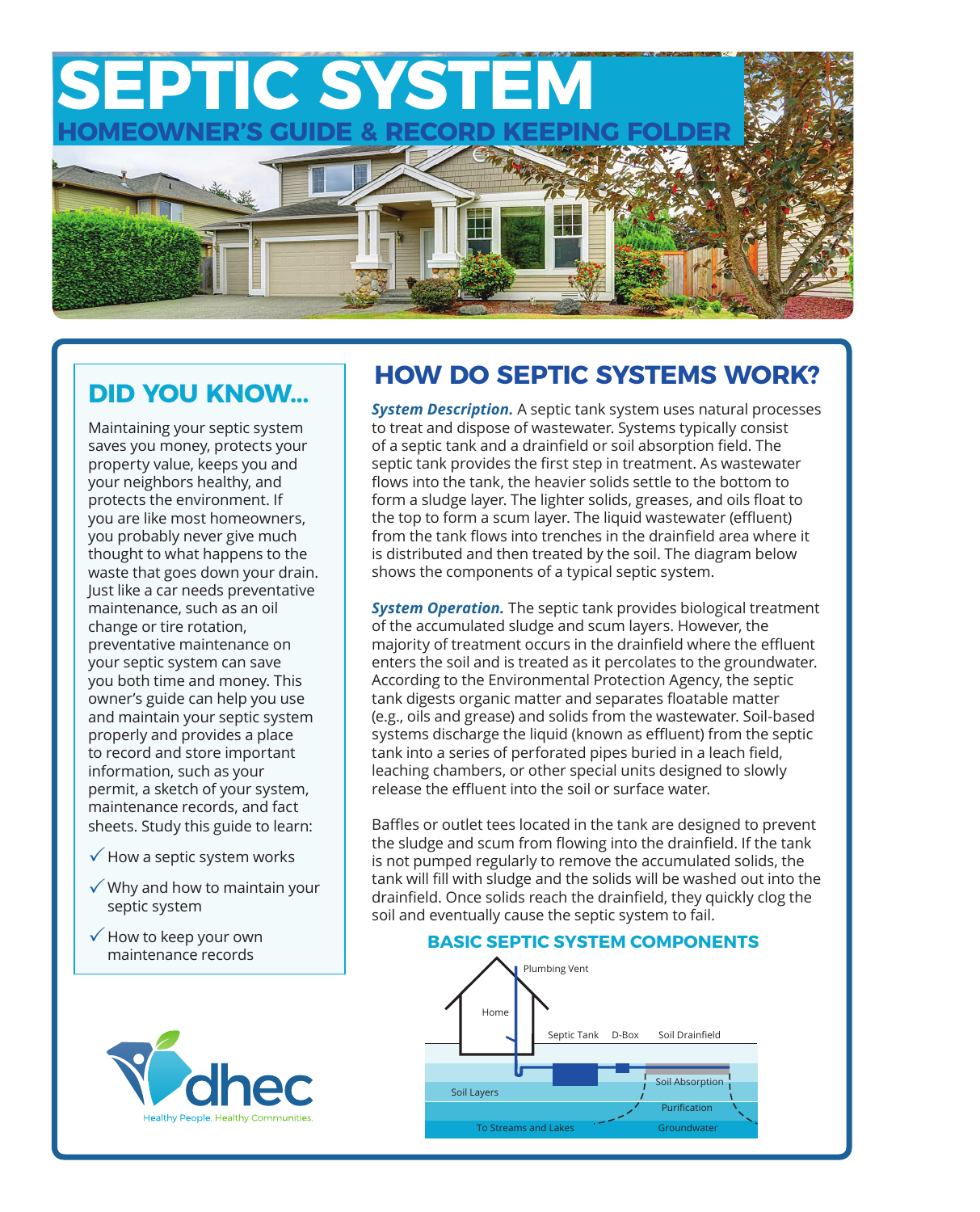# SEPTIC SYSTEM

## HOMEOWNER'S GUIDE & RECORD KEEPING FOLDER

## DID YOU KNOW...

Maintaining your septic system saves you money, protects your property value, keeps you and your neighbors healthy, and protects the environment. If you are like most homeowners, you probably never give much thought to what happens to the waste that goes down your drain. Just like a car needs preventative maintenance, such as an oil change or tire rotation, preventative maintenance on your septic system can save you both time and money. This owner's guide can help you use and maintain your septic system properly and provides a place to record and store important information, such as your permit, a sketch of your system, maintenance records, and fact sheets. Study this guide to learn:

- ✓ How a septic system works
- ✓ Why and how to maintain your septic system
- ✓ How to keep your own maintenance records

dhec
Healthy People. Healthy Communities.

## HOW DO SEPTIC SYSTEMS WORK?

***System Description.*** A septic tank system uses natural processes to treat and dispose of wastewater. Systems typically consist of a septic tank and a drainfield or soil absorption field. The septic tank provides the first step in treatment. As wastewater flows into the tank, the heavier solids settle to the bottom to form a sludge layer. The lighter solids, greases, and oils float to the top to form a scum layer. The liquid wastewater (effluent) from the tank flows into trenches in the drainfield area where it is distributed and then treated by the soil. The diagram below shows the components of a typical septic system.

***System Operation.*** The septic tank provides biological treatment of the accumulated sludge and scum layers. However, the majority of treatment occurs in the drainfield where the effluent enters the soil and is treated as it percolates to the groundwater. According to the Environmental Protection Agency, the septic tank digests organic matter and separates floatable matter (e.g., oils and grease) and solids from the wastewater. Soil-based systems discharge the liquid (known as effluent) from the septic tank into a series of perforated pipes buried in a leach field, leaching chambers, or other special units designed to slowly release the effluent into the soil or surface water.

Baffles or outlet tees located in the tank are designed to prevent the sludge and scum from flowing into the drainfield. If the tank is not pumped regularly to remove the accumulated solids, the tank will fill with sludge and the solids will be washed out into the drainfield. Once solids reach the drainfield, they quickly clog the soil and eventually cause the septic system to fail.

### BASIC SEPTIC SYSTEM COMPONENTS

Plumbing Vent
Home
Septic Tank
D-Box
Soil Drainfield
Soil Absorption
Soil Layers
Purification
To Streams and Lakes
Groundwater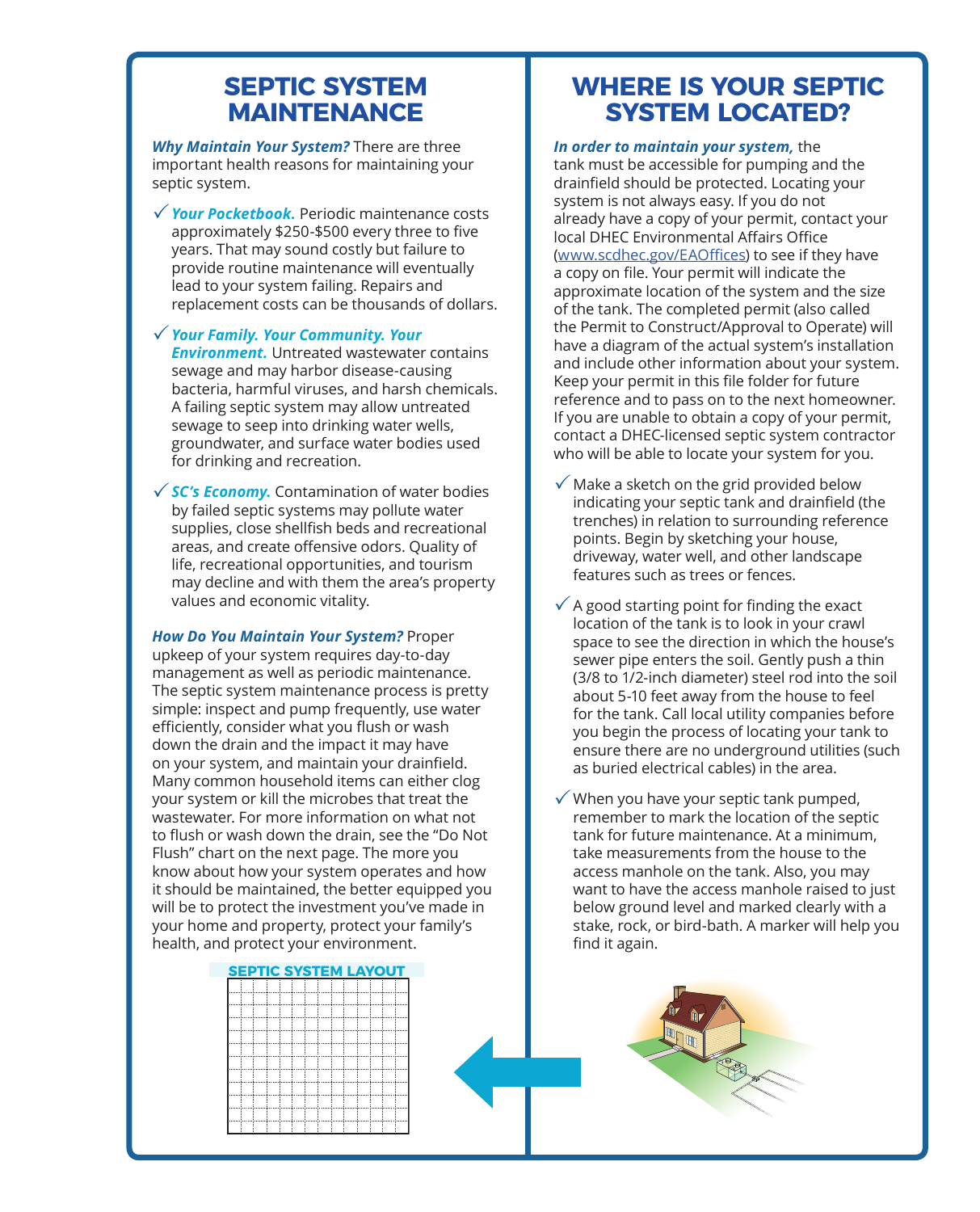# SEPTIC SYSTEM MAINTENANCE

***Why Maintain Your System?*** There are three important health reasons for maintaining your septic system.

- ✓ ***Your Pocketbook.*** Periodic maintenance costs approximately $250-$500 every three to five years. That may sound costly but failure to provide routine maintenance will eventually lead to your system failing. Repairs and replacement costs can be thousands of dollars.
- ✓ ***Your Family. Your Community. Your Environment.*** Untreated wastewater contains sewage and may harbor disease-causing bacteria, harmful viruses, and harsh chemicals. A failing septic system may allow untreated sewage to seep into drinking water wells, groundwater, and surface water bodies used for drinking and recreation.
- ✓ ***SC's Economy.*** Contamination of water bodies by failed septic systems may pollute water supplies, close shellfish beds and recreational areas, and create offensive odors. Quality of life, recreational opportunities, and tourism may decline and with them the area's property values and economic vitality.

***How Do You Maintain Your System?*** Proper upkeep of your system requires day-to-day management as well as periodic maintenance. The septic system maintenance process is pretty simple: inspect and pump frequently, use water efficiently, consider what you flush or wash down the drain and the impact it may have on your system, and maintain your drainfield. Many common household items can either clog your system or kill the microbes that treat the wastewater. For more information on what not to flush or wash down the drain, see the "Do Not Flush" chart on the next page. The more you know about how your system operates and how it should be maintained, the better equipped you will be to protect the investment you've made in your home and property, protect your family's health, and protect your environment.

**SEPTIC SYSTEM LAYOUT**

# WHERE IS YOUR SEPTIC SYSTEM LOCATED?

***In order to maintain your system,*** the tank must be accessible for pumping and the drainfield should be protected. Locating your system is not always easy. If you do not already have a copy of your permit, contact your local DHEC Environmental Affairs Office ([www.scdhec.gov/EAOffices](www.scdhec.gov/EAOffices)) to see if they have a copy on file. Your permit will indicate the approximate location of the system and the size of the tank. The completed permit (also called the Permit to Construct/Approval to Operate) will have a diagram of the actual system's installation and include other information about your system. Keep your permit in this file folder for future reference and to pass on to the next homeowner. If you are unable to obtain a copy of your permit, contact a DHEC-licensed septic system contractor who will be able to locate your system for you.

- ✓ Make a sketch on the grid provided below indicating your septic tank and drainfield (the trenches) in relation to surrounding reference points. Begin by sketching your house, driveway, water well, and other landscape features such as trees or fences.
- ✓ A good starting point for finding the exact location of the tank is to look in your crawl space to see the direction in which the house's sewer pipe enters the soil. Gently push a thin (3/8 to 1/2-inch diameter) steel rod into the soil about 5-10 feet away from the house to feel for the tank. Call local utility companies before you begin the process of locating your tank to ensure there are no underground utilities (such as buried electrical cables) in the area.
- ✓ When you have your septic tank pumped, remember to mark the location of the septic tank for future maintenance. At a minimum, take measurements from the house to the access manhole on the tank. Also, you may want to have the access manhole raised to just below ground level and marked clearly with a stake, rock, or bird-bath. A marker will help you find it again.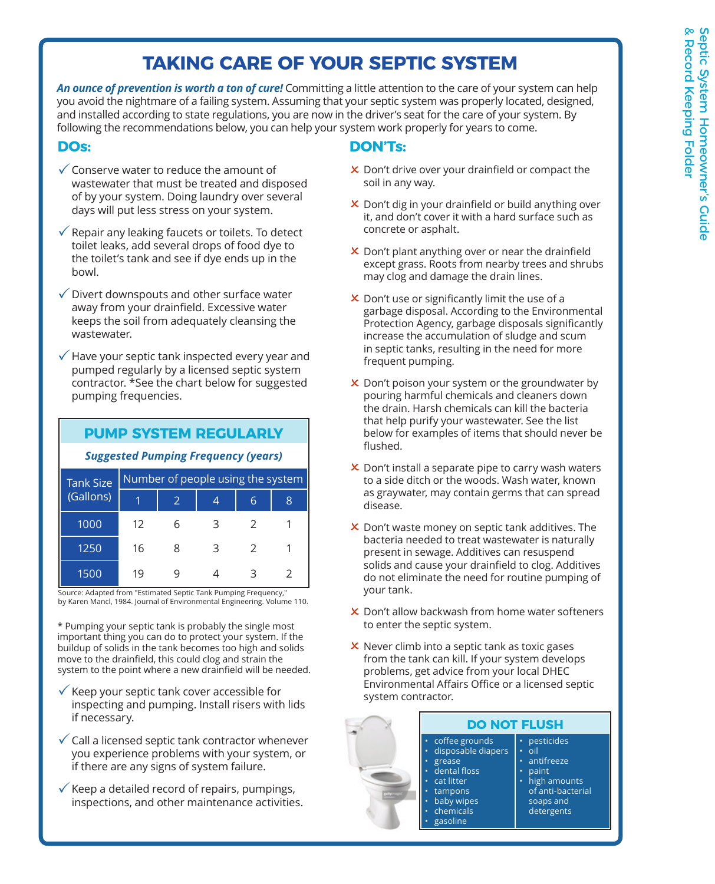# TAKING CARE OF YOUR SEPTIC SYSTEM

***An ounce of prevention is worth a ton of cure!*** Committing a little attention to the care of your system can help you avoid the nightmare of a failing system. Assuming that your septic system was properly located, designed, and installed according to state regulations, you are now in the driver's seat for the care of your system. By following the recommendations below, you can help your system work properly for years to come.

## DOs:

- ✓ Conserve water to reduce the amount of wastewater that must be treated and disposed of by your system. Doing laundry over several days will put less stress on your system.
- ✓ Repair any leaking faucets or toilets. To detect toilet leaks, add several drops of food dye to the toilet's tank and see if dye ends up in the bowl.
- ✓ Divert downspouts and other surface water away from your drainfield. Excessive water keeps the soil from adequately cleansing the wastewater.
- ✓ Have your septic tank inspected every year and pumped regularly by a licensed septic system contractor. *See the chart below for suggested pumping frequencies.

### PUMP SYSTEM REGULARLY

***Suggested Pumping Frequency (years)***

| Tank Size (Gallons) | Number of people using the system | | | | |
|---|---|---|---|---|---|
| | 1 | 2 | 4 | 6 | 8 |
| 1000 | 12 | 6 | 3 | 2 | 1 |
| 1250 | 16 | 8 | 3 | 2 | 1 |
| 1500 | 19 | 9 | 4 | 3 | 2 |

Source: Adapted from "Estimated Septic Tank Pumping Frequency," by Karen Mancl, 1984. Journal of Environmental Engineering. Volume 110.

* Pumping your septic tank is probably the single most important thing you can do to protect your system. If the buildup of solids in the tank becomes too high and solids move to the drainfield, this could clog and strain the system to the point where a new drainfield will be needed.

- ✓ Keep your septic tank cover accessible for inspecting and pumping. Install risers with lids if necessary.
- ✓ Call a licensed septic tank contractor whenever you experience problems with your system, or if there are any signs of system failure.
- ✓ Keep a detailed record of repairs, pumpings, inspections, and other maintenance activities.

## DON'Ts:

- ✗ Don't drive over your drainfield or compact the soil in any way.
- ✗ Don't dig in your drainfield or build anything over it, and don't cover it with a hard surface such as concrete or asphalt.
- ✗ Don't plant anything over or near the drainfield except grass. Roots from nearby trees and shrubs may clog and damage the drain lines.
- ✗ Don't use or significantly limit the use of a garbage disposal. According to the Environmental Protection Agency, garbage disposals significantly increase the accumulation of sludge and scum in septic tanks, resulting in the need for more frequent pumping.
- ✗ Don't poison your system or the groundwater by pouring harmful chemicals and cleaners down the drain. Harsh chemicals can kill the bacteria that help purify your wastewater. See the list below for examples of items that should never be flushed.
- ✗ Don't install a separate pipe to carry wash waters to a side ditch or the woods. Wash water, known as graywater, may contain germs that can spread disease.
- ✗ Don't waste money on septic tank additives. The bacteria needed to treat wastewater is naturally present in sewage. Additives can resuspend solids and cause your drainfield to clog. Additives do not eliminate the need for routine pumping of your tank.
- ✗ Don't allow backwash from home water softeners to enter the septic system.
- ✗ Never climb into a septic tank as toxic gases from the tank can kill. If your system develops problems, get advice from your local DHEC Environmental Affairs Office or a licensed septic system contractor.

### DO NOT FLUSH

- coffee grounds
- disposable diapers
- grease
- dental floss
- cat litter
- tampons
- baby wipes
- chemicals
- gasoline
- pesticides
- oil
- antifreeze
- paint
- high amounts of anti-bacterial soaps and detergents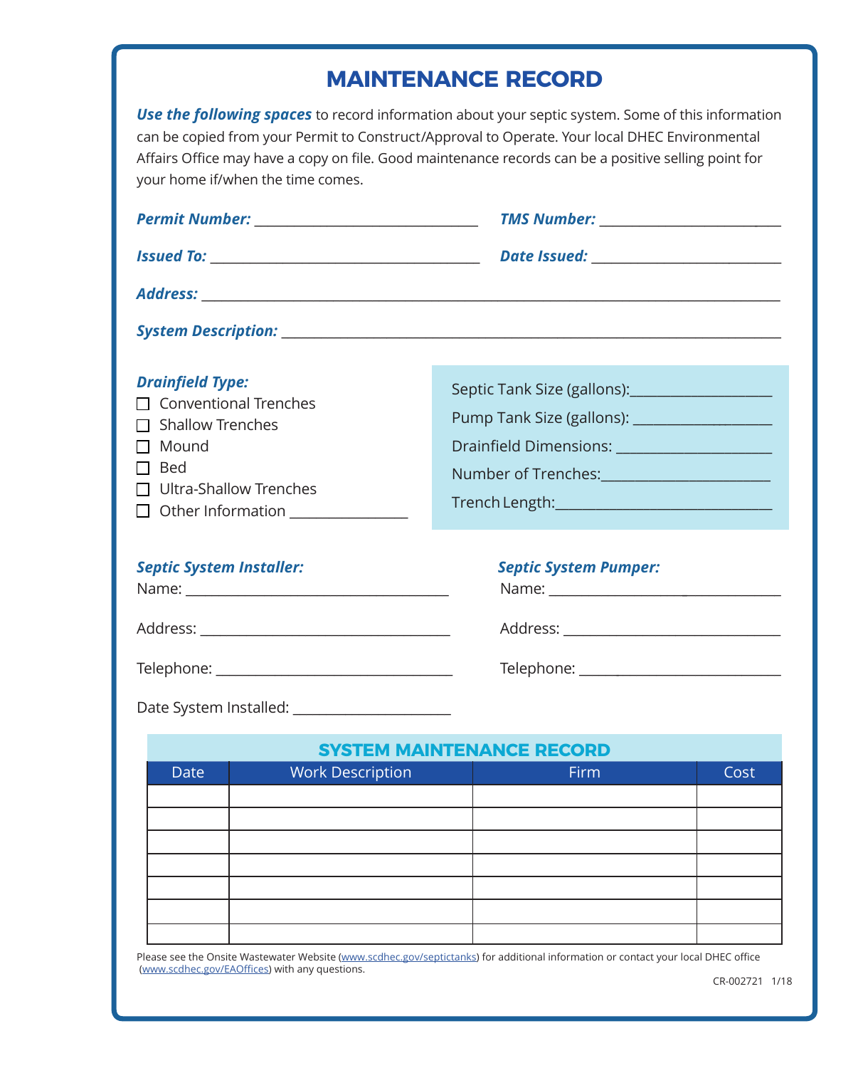# MAINTENANCE RECORD

***Use the following spaces*** to record information about your septic system. Some of this information can be copied from your Permit to Construct/Approval to Operate. Your local DHEC Environmental Affairs Office may have a copy on file. Good maintenance records can be a positive selling point for your home if/when the time comes.

***Permit Number:*** ______________________________ ***TMS Number:*** ________________________

***Issued To:*** ____________________________________ ***Date Issued:*** _________________________

***Address:*** ________________________________________________________________________________

***System Description:*** _____________________________________________________________________

***Drainfield Type:***

- ☐ Conventional Trenches
- ☐ Shallow Trenches
- ☐ Mound
- ☐ Bed
- ☐ Ultra-Shallow Trenches
- ☐ Other Information ________________

Septic Tank Size (gallons):____________________

Pump Tank Size (gallons): ___________________

Drainfield Dimensions: ______________________

Number of Trenches:_______________________

Trench Length:_____________________________

***Septic System Installer:***

Name: ___________________________________

Address: _________________________________

Telephone: ________________________________

Date System Installed: _____________________

***Septic System Pumper:***

Name: ________________________________

Address: ______________________________

Telephone: ____________________________

## SYSTEM MAINTENANCE RECORD

| Date | Work Description | Firm | Cost |
|---|---|---|---|
| | | | |
| | | | |
| | | | |
| | | | |
| | | | |
| | | | |
| | | | |

Please see the Onsite Wastewater Website (www.scdhec.gov/septictanks) for additional information or contact your local DHEC office (www.scdhec.gov/EAOffices) with any questions.

CR-002721 1/18